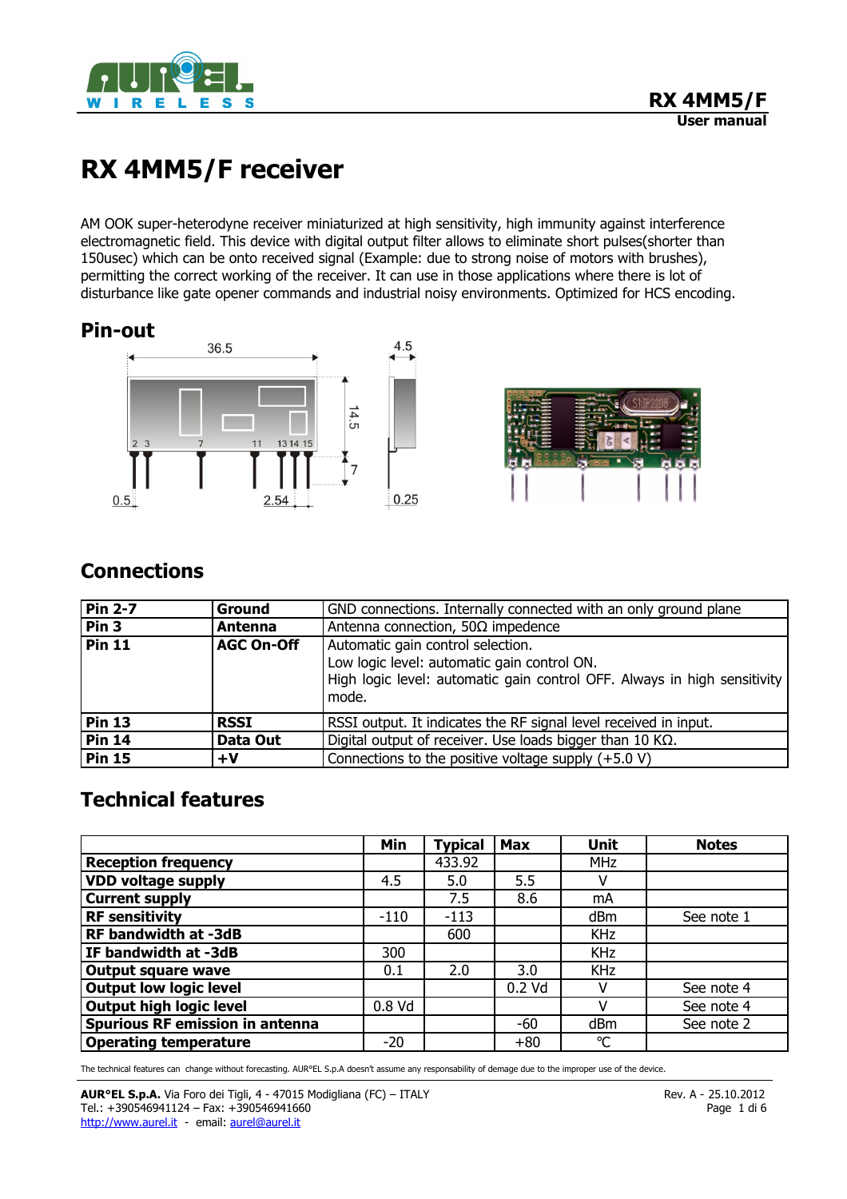# RX 4MM5/F receiver

AM OOK super-heterodyne receiver miniaturized at high sensitivity, high immunity against interference electromagnetic field. This device with digital output filter allows to eliminate short pulses(shorter than 150usec) which can be onto received signal (Example: due to strong noise of motors with brushes), permitting the correct working of the receiver. It can use in those applications where there is lot of disturbance like gate opener commands and industrial noisy environments. Optimized for HCS encoding.

## Pin-out

## Connections

| | | |
|---|---|---|
| **Pin 2-7** | **Ground** | GND connections. Internally connected with an only ground plane |
| **Pin 3** | **Antenna** | Antenna connection, 50Ω impedence |
| **Pin 11** | **AGC On-Off** | Automatic gain control selection.<br>Low logic level: automatic gain control ON.<br>High logic level: automatic gain control OFF. Always in high sensitivity mode. |
| **Pin 13** | **RSSI** | RSSI output. It indicates the RF signal level received in input. |
| **Pin 14** | **Data Out** | Digital output of receiver. Use loads bigger than 10 KΩ. |
| **Pin 15** | **+V** | Connections to the positive voltage supply (+5.0 V) |

## Technical features

| | Min | Typical | Max | Unit | Notes |
|---|---|---|---|---|---|
| **Reception frequency** | | 433.92 | | MHz | |
| **VDD voltage supply** | 4.5 | 5.0 | 5.5 | V | |
| **Current supply** | | 7.5 | 8.6 | mA | |
| **RF sensitivity** | -110 | -113 | | dBm | See note 1 |
| **RF bandwidth at -3dB** | | 600 | | KHz | |
| **IF bandwidth at -3dB** | 300 | | | KHz | |
| **Output square wave** | 0.1 | 2.0 | 3.0 | KHz | |
| **Output low logic level** | | | 0.2 Vd | V | See note 4 |
| **Output high logic level** | 0.8 Vd | | | V | See note 4 |
| **Spurious RF emission in antenna** | | | -60 | dBm | See note 2 |
| **Operating temperature** | -20 | | +80 | °C | |

The technical features can change without forecasting. AUR°EL S.p.A doesn't assume any responsability of demage due to the improper use of the device.

**AUR°EL S.p.A.** Via Foro dei Tigli, 4 - 47015 Modigliana (FC) – ITALY
Tel.: +390546941124 – Fax: +390546941660
http://www.aurel.it - email: aurel@aurel.it

Rev. A - 25.10.2012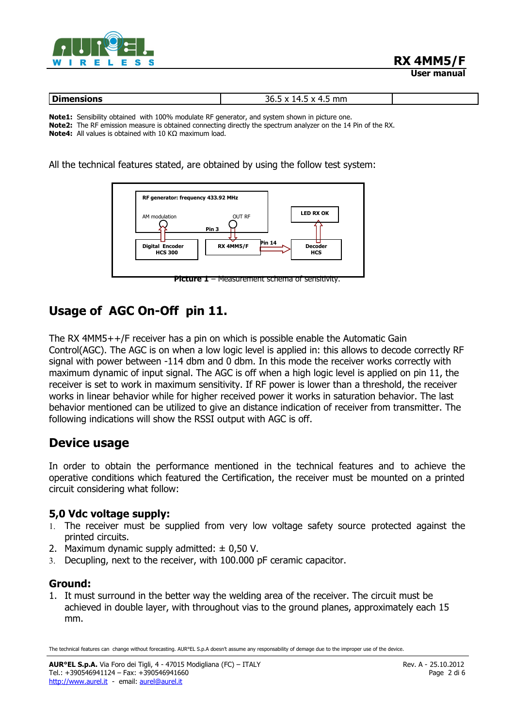| Dimensions | 36.5 x 14.5 x 4.5 mm | |
|---|---|---|

**Note1:** Sensibility obtained with 100% modulate RF generator, and system shown in picture one.
**Note2:** The RF emission measure is obtained connecting directly the spectrum analyzer on the 14 Pin of the RX.
**Note4:** All values is obtained with 10 KΩ maximum load.

All the technical features stated, are obtained by using the follow test system:

RF generator: frequency 433.92 MHz
AM modulation
OUT RF
Pin 3
LED RX OK
Digital Encoder HCS 300
RX 4MM5/F
Pin 14
Decoder HCS

**Picture 1** – Measurement schema of sensitivity.

## Usage of AGC On-Off pin 11.

The RX 4MM5++/F receiver has a pin on which is possible enable the Automatic Gain Control(AGC). The AGC is on when a low logic level is applied in: this allows to decode correctly RF signal with power between -114 dbm and 0 dbm. In this mode the receiver works correctly with maximum dynamic of input signal. The AGC is off when a high logic level is applied on pin 11, the receiver is set to work in maximum sensitivity. If RF power is lower than a threshold, the receiver works in linear behavior while for higher received power it works in saturation behavior. The last behavior mentioned can be utilized to give an distance indication of receiver from transmitter. The following indications will show the RSSI output with AGC is off.

## Device usage

In order to obtain the performance mentioned in the technical features and to achieve the operative conditions which featured the Certification, the receiver must be mounted on a printed circuit considering what follow:

### 5,0 Vdc voltage supply:

1. The receiver must be supplied from very low voltage safety source protected against the printed circuits.
2. Maximum dynamic supply admitted: ± 0,50 V.
3. Decupling, next to the receiver, with 100.000 pF ceramic capacitor.

### Ground:

1. It must surround in the better way the welding area of the receiver. The circuit must be achieved in double layer, with throughout vias to the ground planes, approximately each 15 mm.

The technical features can change without forecasting. AUR°EL S.p.A doesn't assume any responsability of demage due to the improper use of the device.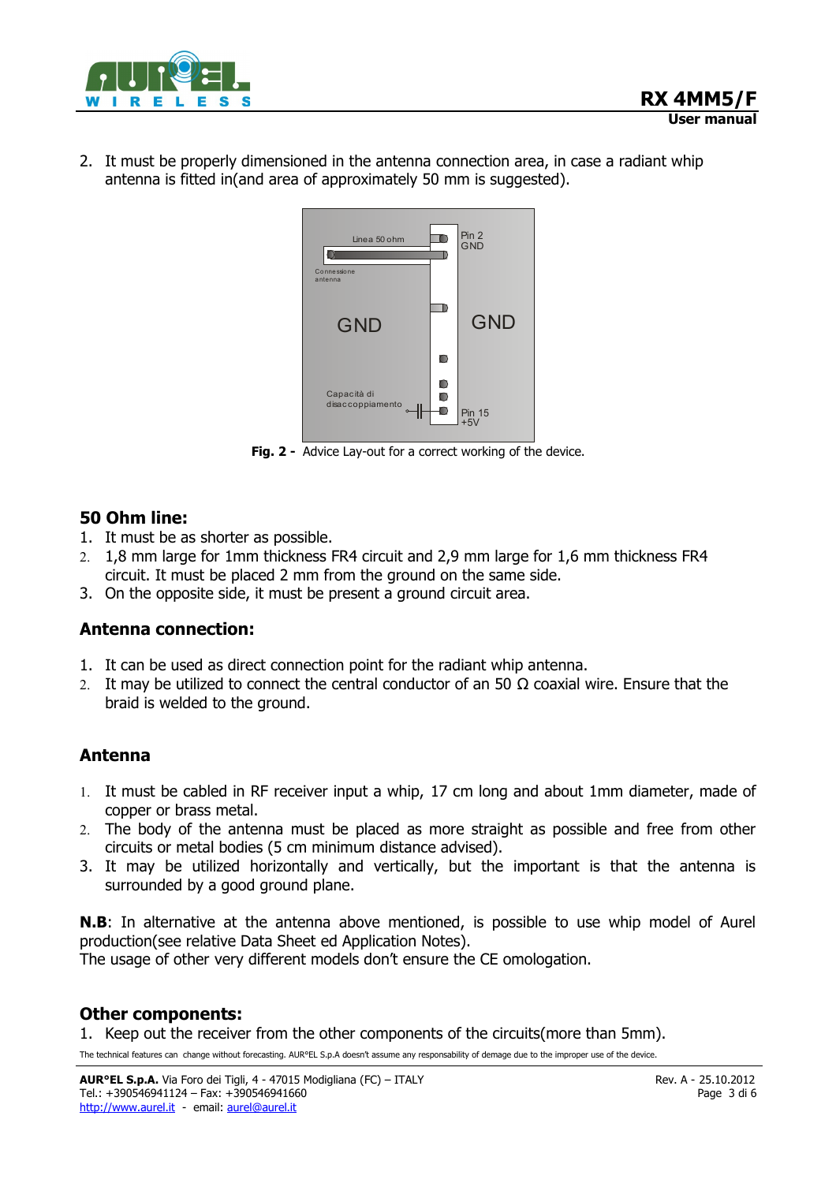2. It must be properly dimensioned in the antenna connection area, in case a radiant whip antenna is fitted in(and area of approximately 50 mm is suggested).

**Fig. 2 -** Advice Lay-out for a correct working of the device.

## 50 Ohm line:

1. It must be as shorter as possible.
2. 1,8 mm large for 1mm thickness FR4 circuit and 2,9 mm large for 1,6 mm thickness FR4 circuit. It must be placed 2 mm from the ground on the same side.
3. On the opposite side, it must be present a ground circuit area.

## Antenna connection:

1. It can be used as direct connection point for the radiant whip antenna.
2. It may be utilized to connect the central conductor of an 50 Ω coaxial wire. Ensure that the braid is welded to the ground.

## Antenna

1. It must be cabled in RF receiver input a whip, 17 cm long and about 1mm diameter, made of copper or brass metal.
2. The body of the antenna must be placed as more straight as possible and free from other circuits or metal bodies (5 cm minimum distance advised).
3. It may be utilized horizontally and vertically, but the important is that the antenna is surrounded by a good ground plane.

**N.B**: In alternative at the antenna above mentioned, is possible to use whip model of Aurel production(see relative Data Sheet ed Application Notes).
The usage of other very different models don't ensure the CE omologation.

## Other components:

1. Keep out the receiver from the other components of the circuits(more than 5mm).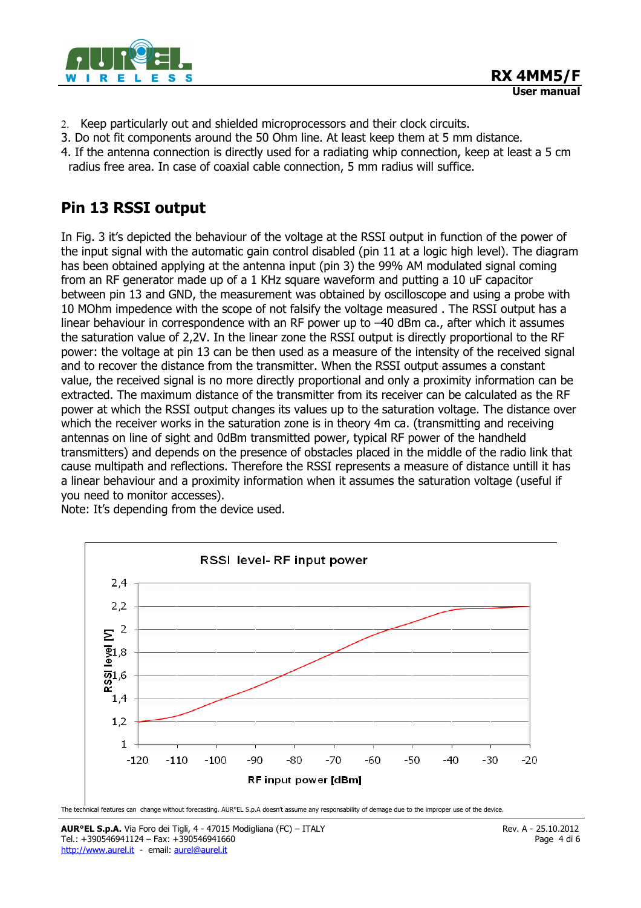2. Keep particularly out and shielded microprocessors and their clock circuits.
3. Do not fit components around the 50 Ohm line. At least keep them at 5 mm distance.
4. If the antenna connection is directly used for a radiating whip connection, keep at least a 5 cm radius free area. In case of coaxial cable connection, 5 mm radius will suffice.

## Pin 13 RSSI output

In Fig. 3 it's depicted the behaviour of the voltage at the RSSI output in function of the power of the input signal with the automatic gain control disabled (pin 11 at a logic high level). The diagram has been obtained applying at the antenna input (pin 3) the 99% AM modulated signal coming from an RF generator made up of a 1 KHz square waveform and putting a 10 uF capacitor between pin 13 and GND, the measurement was obtained by oscilloscope and using a probe with 10 MOhm impedence with the scope of not falsify the voltage measured . The RSSI output has a linear behaviour in correspondence with an RF power up to –40 dBm ca., after which it assumes the saturation value of 2,2V. In the linear zone the RSSI output is directly proportional to the RF power: the voltage at pin 13 can be then used as a measure of the intensity of the received signal and to recover the distance from the transmitter. When the RSSI output assumes a constant value, the received signal is no more directly proportional and only a proximity information can be extracted. The maximum distance of the transmitter from its receiver can be calculated as the RF power at which the RSSI output changes its values up to the saturation voltage. The distance over which the receiver works in the saturation zone is in theory 4m ca. (transmitting and receiving antennas on line of sight and 0dBm transmitted power, typical RF power of the handheld transmitters) and depends on the presence of obstacles placed in the middle of the radio link that cause multipath and reflections. Therefore the RSSI represents a measure of distance untill it has a linear behaviour and a proximity information when it assumes the saturation voltage (useful if you need to monitor accesses).
Note: It's depending from the device used.

RSSI level- RF input power

(Chart: RSSI level [V] (1 to 2,4) vs. RF input power [dBm] (-120 to -20))

The technical features can change without forecasting. AUR°EL S.p.A doesn't assume any responsability of demage due to the improper use of the device.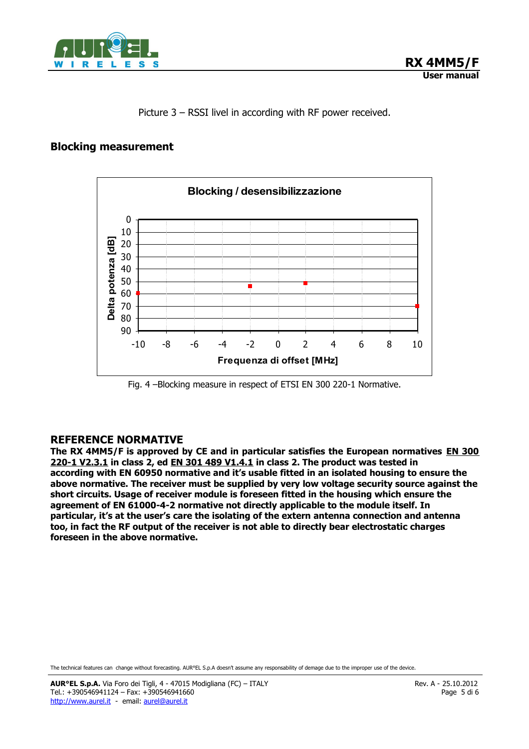Picture 3 – RSSI livel in according with RF power received.

## Blocking measurement

Blocking / desensibilizzazione

Delta potenza [dB]

0
10
20
30
40
50
60
70
80
90

-10 -8 -6 -4 -2 0 2 4 6 8 10

Frequenza di offset [MHz]

Fig. 4 –Blocking measure in respect of ETSI EN 300 220-1 Normative.

## REFERENCE NORMATIVE

**The RX 4MM5/F is approved by CE and in particular satisfies the European normatives EN 300 220-1 V2.3.1 in class 2, ed EN 301 489 V1.4.1 in class 2. The product was tested in according with EN 60950 normative and it's usable fitted in an isolated housing to ensure the above normative. The receiver must be supplied by very low voltage security source against the short circuits. Usage of receiver module is foreseen fitted in the housing which ensure the agreement of EN 61000-4-2 normative not directly applicable to the module itself. In particular, it's at the user's care the isolating of the extern antenna connection and antenna too, in fact the RF output of the receiver is not able to directly bear electrostatic charges foreseen in the above normative.**

The technical features can change without forecasting. AUR°EL S.p.A doesn't assume any responsability of demage due to the improper use of the device.

**AUR°EL S.p.A.** Via Foro dei Tigli, 4 - 47015 Modigliana (FC) – ITALY
Tel.: +390546941124 – Fax: +390546941660
http://www.aurel.it - email: aurel@aurel.it

Rev. A - 25.10.2012